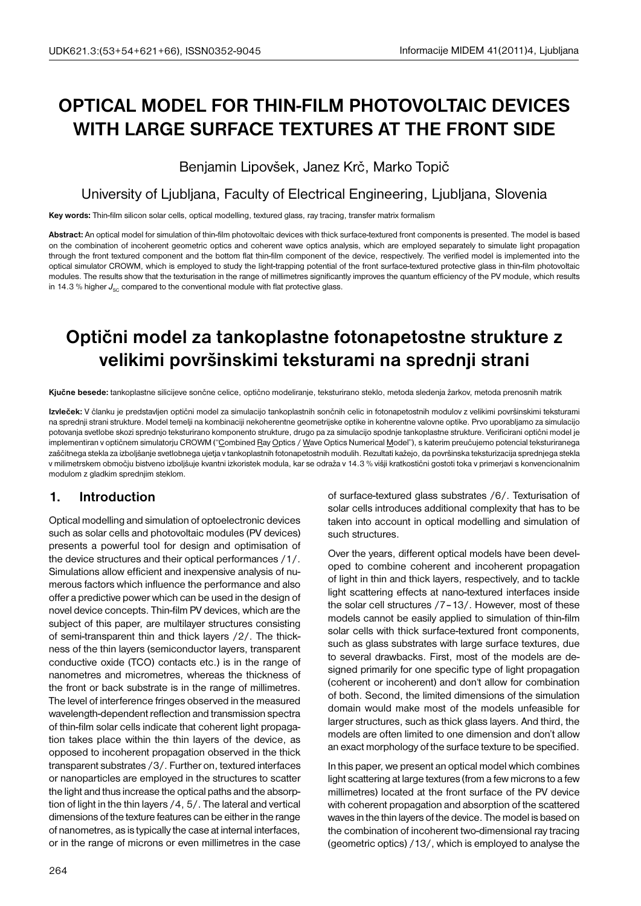# OPTICAL MODEL FOR THIN-FILM PHOTOVOLTAIC DEVICES WITH LARGE SURFACE TEXTURES AT THE FRONT SIDE

Benjamin Lipovšek, Janez Krč, Marko Topič

University of Ljubljana, Faculty of Electrical Engineering, Ljubljana, Slovenia

**Key words:** Thin-film silicon solar cells, optical modelling, textured glass, ray tracing, transfer matrix formalism

**Abstract:** An optical model for simulation of thin-film photovoltaic devices with thick surface-textured front components is presented. The model is based on the combination of incoherent geometric optics and coherent wave optics analysis, which are employed separately to simulate light propagation through the front textured component and the bottom flat thin-film component of the device, respectively. The verified model is implemented into the optical simulator CROWM, which is employed to study the light-trapping potential of the front surface-textured protective glass in thin-film photovoltaic modules. The results show that the texturisation in the range of millimetres significantly improves the quantum efficiency of the PV module, which results in 14.3 % higher $J_{SC}$ compared to the conventional module with flat protective glass.

# Optični model za tankoplastne fotonapetostne strukture z velikimi površinskimi teksturami na sprednji strani

**Kjučne besede:** tankoplastne silicijeve sončne celice, optično modeliranje, teksturirano steklo, metoda sledenja žarkov, metoda prenosnih matrik

**Izvleček:** V članku je predstavljen optični model za simulacijo tankoplastnih sončnih celic in fotonapetostnih modulov z velikimi površinskimi teksturami na sprednji strani strukture. Model temelji na kombinaciji nekoherentne geometrijske optike in koherentne valovne optike. Prvo uporabljamo za simulacijo potovanja svetlobe skozi sprednjo teksturirano komponento strukture, drugo pa za simulacijo spodnje tankoplastne strukture. Verificirani optični model je implementiran v optičnem simulatorju CROWM ("Combined Ray Optics / Wave Optics Numerical Model"), s katerim preučujemo potencial teksturiranega zaščitnega stekla za izboljšanje svetlobnega ujetja v tankoplastnih fotonapetostnih modulih. Rezultati kažejo, da površinska teksturizacija sprednjega stekla v milimetrskem območju bistveno izboljšuje kvantni izkoristek modula, kar se odraža v 14.3 % višji kratkostični gostoti toka v primerjavi s konvencionalnim modulom z gladkim sprednjim steklom.

## 1. Introduction

Optical modelling and simulation of optoelectronic devices such as solar cells and photovoltaic modules (PV devices) presents a powerful tool for design and optimisation of the device structures and their optical performances /1/. Simulations allow efficient and inexpensive analysis of numerous factors which influence the performance and also offer a predictive power which can be used in the design of novel device concepts. Thin-film PV devices, which are the subject of this paper, are multilayer structures consisting of semi-transparent thin and thick layers /2/. The thickness of the thin layers (semiconductor layers, transparent conductive oxide (TCO) contacts etc.) is in the range of nanometres and micrometres, whereas the thickness of the front or back substrate is in the range of millimetres. The level of interference fringes observed in the measured wavelength-dependent reflection and transmission spectra of thin-film solar cells indicate that coherent light propagation takes place within the thin layers of the device, as opposed to incoherent propagation observed in the thick transparent substrates /3/. Further on, textured interfaces or nanoparticles are employed in the structures to scatter the light and thus increase the optical paths and the absorption of light in the thin layers /4, 5/. The lateral and vertical dimensions of the texture features can be either in the range of nanometres, as is typically the case at internal interfaces, or in the range of microns or even millimetres in the case of surface-textured glass substrates /6/. Texturisation of solar cells introduces additional complexity that has to be taken into account in optical modelling and simulation of such structures.

Over the years, different optical models have been developed to combine coherent and incoherent propagation of light in thin and thick layers, respectively, and to tackle light scattering effects at nano-textured interfaces inside the solar cell structures /7–13/. However, most of these models cannot be easily applied to simulation of thin-film solar cells with thick surface-textured front components, such as glass substrates with large surface textures, due to several drawbacks. First, most of the models are designed primarily for one specific type of light propagation (coherent or incoherent) and don't allow for combination of both. Second, the limited dimensions of the simulation domain would make most of the models unfeasible for larger structures, such as thick glass layers. And third, the models are often limited to one dimension and don't allow an exact morphology of the surface texture to be specified.

In this paper, we present an optical model which combines light scattering at large textures (from a few microns to a few millimetres) located at the front surface of the PV device with coherent propagation and absorption of the scattered waves in the thin layers of the device. The model is based on the combination of incoherent two-dimensional ray tracing (geometric optics) /13/, which is employed to analyse the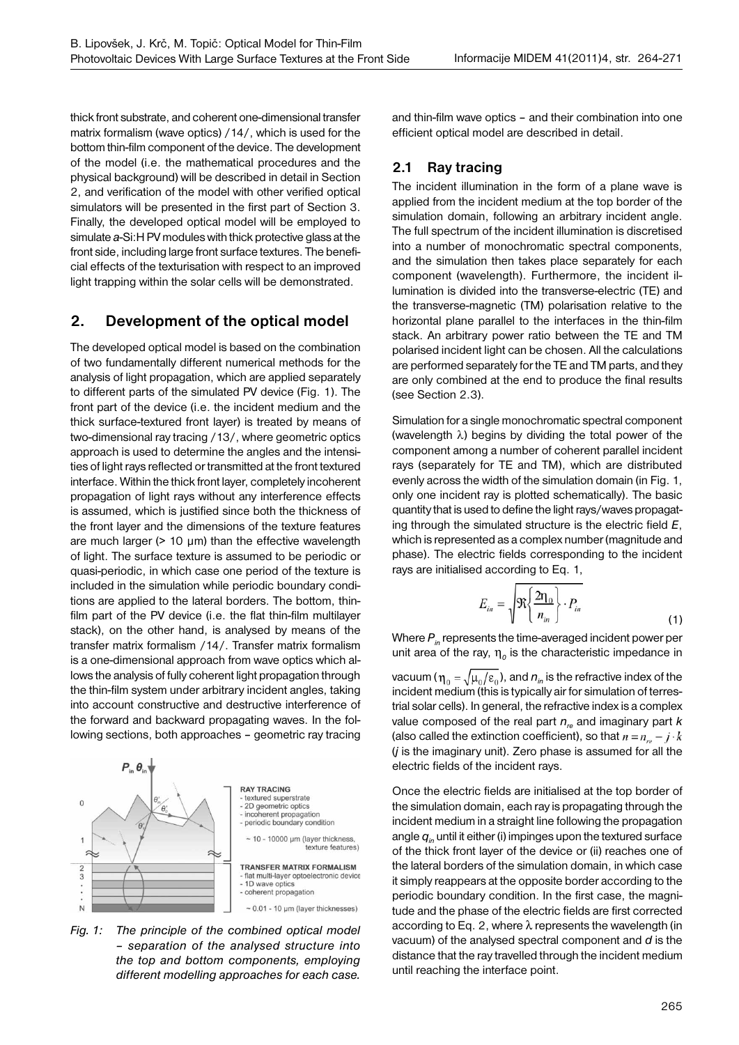thick front substrate, and coherent one-dimensional transfer matrix formalism (wave optics) /14/, which is used for the bottom thin-film component of the device. The development of the model (i.e. the mathematical procedures and the physical background) will be described in detail in Section 2, and verification of the model with other verified optical simulators will be presented in the first part of Section 3. Finally, the developed optical model will be employed to simulate *a*-Si:H PV modules with thick protective glass at the front side, including large front surface textures. The beneficial effects of the texturisation with respect to an improved light trapping within the solar cells will be demonstrated.

## 2. Development of the optical model

The developed optical model is based on the combination of two fundamentally different numerical methods for the analysis of light propagation, which are applied separately to different parts of the simulated PV device (Fig. 1). The front part of the device (i.e. the incident medium and the thick surface-textured front layer) is treated by means of two-dimensional ray tracing /13/, where geometric optics approach is used to determine the angles and the intensities of light rays reflected or transmitted at the front textured interface. Within the thick front layer, completely incoherent propagation of light rays without any interference effects is assumed, which is justified since both the thickness of the front layer and the dimensions of the texture features are much larger (> 10 µm) than the effective wavelength of light. The surface texture is assumed to be periodic or quasi-periodic, in which case one period of the texture is included in the simulation while periodic boundary conditions are applied to the lateral borders. The bottom, thin-film part of the PV device (i.e. the flat thin-film multilayer stack), on the other hand, is analysed by means of the transfer matrix formalism /14/. Transfer matrix formalism is a one-dimensional approach from wave optics which allows the analysis of fully coherent light propagation through the thin-film system under arbitrary incident angles, taking into account constructive and destructive interference of the forward and backward propagating waves. In the following sections, both approaches – geometric ray tracing and thin-film wave optics – and their combination into one efficient optical model are described in detail.

*Fig. 1: The principle of the combined optical model – separation of the analysed structure into the top and bottom components, employing different modelling approaches for each case.*

### 2.1 Ray tracing

The incident illumination in the form of a plane wave is applied from the incident medium at the top border of the simulation domain, following an arbitrary incident angle. The full spectrum of the incident illumination is discretised into a number of monochromatic spectral components, and the simulation then takes place separately for each component (wavelength). Furthermore, the incident illumination is divided into the transverse-electric (TE) and the transverse-magnetic (TM) polarisation relative to the horizontal plane parallel to the interfaces in the thin-film stack. An arbitrary power ratio between the TE and TM polarised incident light can be chosen. All the calculations are performed separately for the TE and TM parts, and they are only combined at the end to produce the final results (see Section 2.3).

Simulation for a single monochromatic spectral component (wavelength $\lambda$) begins by dividing the total power of the component among a number of coherent parallel incident rays (separately for TE and TM), which are distributed evenly across the width of the simulation domain (in Fig. 1, only one incident ray is plotted schematically). The basic quantity that is used to define the light rays/waves propagating through the simulated structure is the electric field $E$, which is represented as a complex number (magnitude and phase). The electric fields corresponding to the incident rays are initialised according to Eq. 1,

$$E_{in} = \sqrt{\Re\left\{\frac{2\eta_0}{n_{in}}\right\} \cdot P_{in}} \tag{1}$$

Where $P_{in}$ represents the time-averaged incident power per unit area of the ray, $\eta_0$ is the characteristic impedance in vacuum ($\eta_0 = \sqrt{\mu_0/\varepsilon_0}$), and $n_{in}$ is the refractive index of the incident medium (this is typically air for simulation of terrestrial solar cells). In general, the refractive index is a complex value composed of the real part $n_{re}$ and imaginary part $k$ (also called the extinction coefficient), so that $n = n_{re} - j \cdot k$ ($j$ is the imaginary unit). Zero phase is assumed for all the electric fields of the incident rays.

Once the electric fields are initialised at the top border of the simulation domain, each ray is propagating through the incident medium in a straight line following the propagation angle $q_{in}$ until it either (i) impinges upon the textured surface of the thick front layer of the device or (ii) reaches one of the lateral borders of the simulation domain, in which case it simply reappears at the opposite border according to the periodic boundary condition. In the first case, the magnitude and the phase of the electric fields are first corrected according to Eq. 2, where $\lambda$ represents the wavelength (in vacuum) of the analysed spectral component and $d$ is the distance that the ray travelled through the incident medium until reaching the interface point.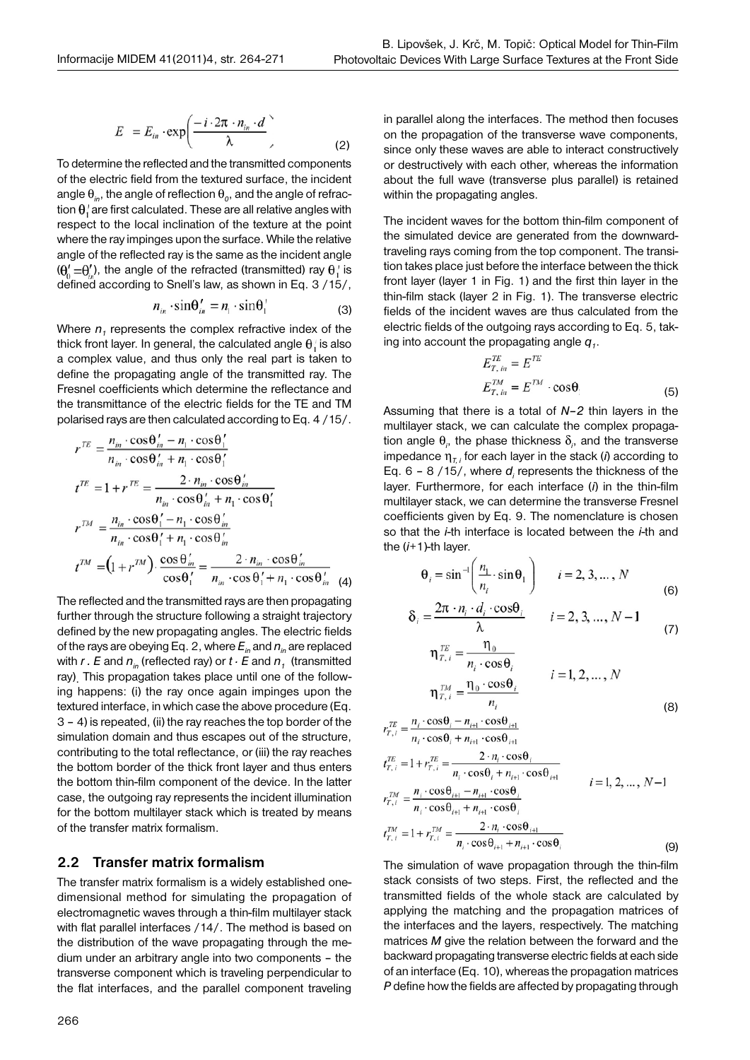$$E = E_{in} \cdot \exp\left(\frac{-i \cdot 2\pi \cdot n_{in} \cdot d}{\lambda}\right) \tag{2}$$

To determine the reflected and the transmitted components of the electric field from the textured surface, the incident angle $\theta_{in}$, the angle of reflection $\theta_0$, and the angle of refraction $\theta_1'$ are first calculated. These are all relative angles with respect to the local inclination of the texture at the point where the ray impinges upon the surface. While the relative angle of the reflected ray is the same as the incident angle ($\theta_0' = \theta_{in}'$), the angle of the refracted (transmitted) ray $\theta_1'$ is defined according to Snell's law, as shown in Eq. 3 /15/,

$$n_{in} \cdot \sin\theta_{in}' = n_1 \cdot \sin\theta_1' \tag{3}$$

Where $n_1$ represents the complex refractive index of the thick front layer. In general, the calculated angle $\theta_1'$ is also a complex value, and thus only the real part is taken to define the propagating angle of the transmitted ray. The Fresnel coefficients which determine the reflectance and the transmittance of the electric fields for the TE and TM polarised rays are then calculated according to Eq. 4 /15/.

$$\begin{aligned}
r^{TE} &= \frac{n_{in} \cdot \cos\theta_{in}' - n_1 \cdot \cos\theta_1'}{n_{in} \cdot \cos\theta_{in}' + n_1 \cdot \cos\theta_1'} \\
t^{TE} &= 1 + r^{TE} = \frac{2 \cdot n_{in} \cdot \cos\theta_{in}'}{n_{in} \cdot \cos\theta_{in}' + n_1 \cdot \cos\theta_1'} \\
r^{TM} &= \frac{n_{in} \cdot \cos\theta_1' - n_1 \cdot \cos\theta_{in}'}{n_{in} \cdot \cos\theta_1' + n_1 \cdot \cos\theta_{in}'} \\
t^{TM} &= \left(1 + r^{TM}\right) \cdot \frac{\cos\theta_{in}'}{\cos\theta_1'} = \frac{2 \cdot n_{in} \cdot \cos\theta_{in}'}{n_{in} \cdot \cos\theta_1' + n_1 \cdot \cos\theta_{in}'}
\end{aligned} \tag{4}$$

The reflected and the transmitted rays are then propagating further through the structure following a straight trajectory defined by the new propagating angles. The electric fields of the rays are obeying Eq. 2, where $E_{in}$ and $n_{in}$ are replaced with $r \cdot E$ and $n_{in}$ (reflected ray) or $t \cdot E$ and $n_1$ (transmitted ray). This propagation takes place until one of the following happens: (i) the ray once again impinges upon the textured interface, in which case the above procedure (Eq. 3 – 4) is repeated, (ii) the ray reaches the top border of the simulation domain and thus escapes out of the structure, contributing to the total reflectance, or (iii) the ray reaches the bottom border of the thick front layer and thus enters the bottom thin-film component of the device. In the latter case, the outgoing ray represents the incident illumination for the bottom multilayer stack which is treated by means of the transfer matrix formalism.

## 2.2 Transfer matrix formalism

The transfer matrix formalism is a widely established one-dimensional method for simulating the propagation of electromagnetic waves through a thin-film multilayer stack with flat parallel interfaces /14/. The method is based on the distribution of the wave propagating through the medium under an arbitrary angle into two components – the transverse component which is traveling perpendicular to the flat interfaces, and the parallel component traveling in parallel along the interfaces. The method then focuses on the propagation of the transverse wave components, since only these waves are able to interact constructively or destructively with each other, whereas the information about the full wave (transverse plus parallel) is retained within the propagating angles.

The incident waves for the bottom thin-film component of the simulated device are generated from the downward-traveling rays coming from the top component. The transition takes place just before the interface between the thick front layer (layer 1 in Fig. 1) and the first thin layer in the thin-film stack (layer 2 in Fig. 1). The transverse electric fields of the incident waves are thus calculated from the electric fields of the outgoing rays according to Eq. 5, taking into account the propagating angle $q_1$.

$$\begin{aligned}
E_{T,in}^{TE} &= E^{TE} \\
E_{T,in}^{TM} &= E^{TM} \cdot \cos\theta_1
\end{aligned} \tag{5}$$

Assuming that there is a total of $N-2$ thin layers in the multilayer stack, we can calculate the complex propagation angle $\theta_i$, the phase thickness $\delta_i$, and the transverse impedance $\eta_{T,i}$ for each layer in the stack ($i$) according to Eq. 6 – 8 /15/, where $d_i$ represents the thickness of the layer. Furthermore, for each interface ($i$) in the thin-film multilayer stack, we can determine the transverse Fresnel coefficients given by Eq. 9. The nomenclature is chosen so that the $i$-th interface is located between the $i$-th and the ($i$+1)-th layer.

$$\theta_i = \sin^{-1}\left(\frac{n_1}{n_i} \cdot \sin\theta_1\right) \qquad i = 2, 3, \ldots, N \tag{6}$$

$$\delta_i = \frac{2\pi \cdot n_i \cdot d_i \cdot \cos\theta_i}{\lambda} \qquad i = 2, 3, \ldots, N-1 \tag{7}$$

$$\begin{aligned}
\eta_{T,i}^{TE} &= \frac{\eta_0}{n_i \cdot \cos\theta_i} \\
\eta_{T,i}^{TM} &= \frac{\eta_0 \cdot \cos\theta_i}{n_i}
\end{aligned} \qquad i = 1, 2, \ldots, N \tag{8}$$

$$\begin{aligned}
r_{T,i}^{TE} &= \frac{n_i \cdot \cos\theta_i - n_{i+1} \cdot \cos\theta_{i+1}}{n_i \cdot \cos\theta_i + n_{i+1} \cdot \cos\theta_{i+1}} \\
t_{T,i}^{TE} &= 1 + r_{T,i}^{TE} = \frac{2 \cdot n_i \cdot \cos\theta_i}{n_i \cdot \cos\theta_i + n_{i+1} \cdot \cos\theta_{i+1}} \\
r_{T,i}^{TM} &= \frac{n_i \cdot \cos\theta_{i+1} - n_{i+1} \cdot \cos\theta_i}{n_i \cdot \cos\theta_{i+1} + n_{i+1} \cdot \cos\theta_i} \\
t_{T,i}^{TM} &= 1 + r_{T,i}^{TM} = \frac{2 \cdot n_i \cdot \cos\theta_{i+1}}{n_i \cdot \cos\theta_{i+1} + n_{i+1} \cdot \cos\theta_i}
\end{aligned} \qquad i = 1, 2, \ldots, N-1 \tag{9}$$

The simulation of wave propagation through the thin-film stack consists of two steps. First, the reflected and the transmitted fields of the whole stack are calculated by applying the matching and the propagation matrices of the interfaces and the layers, respectively. The matching matrices $M$ give the relation between the forward and the backward propagating transverse electric fields at each side of an interface (Eq. 10), whereas the propagation matrices $P$ define how the fields are affected by propagating through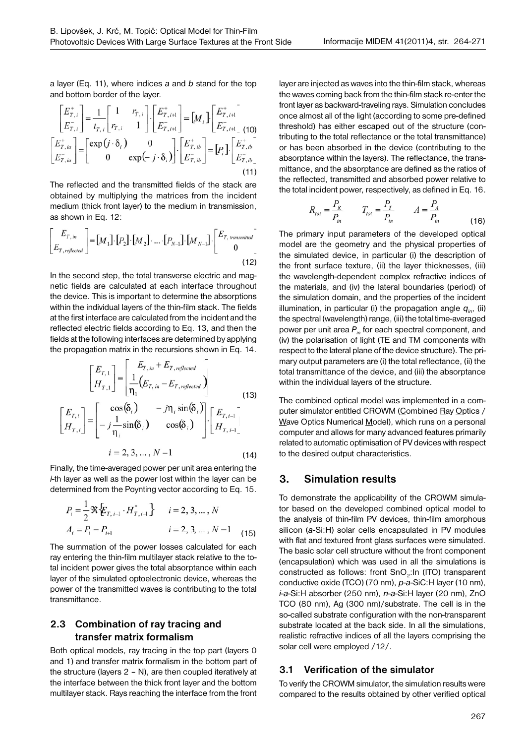a layer (Eq. 11), where indices *a* and *b* stand for the top and bottom border of the layer.

$$\begin{bmatrix} E_{T,i}^{+} \\ E_{T,i}^{-} \end{bmatrix} = \frac{1}{t_{T,i}} \begin{bmatrix} 1 & r_{T,i} \\ r_{T,i} & 1 \end{bmatrix} \cdot \begin{bmatrix} E_{T,i+1}^{+} \\ E_{T,i+1}^{-} \end{bmatrix} = [M_i] \cdot \begin{bmatrix} E_{T,i+1}^{+} \\ E_{T,i+1}^{-} \end{bmatrix} \quad (10)$$

$$\begin{bmatrix} E_{T,ia}^{+} \\ E_{T,ia}^{-} \end{bmatrix} = \begin{bmatrix} \exp(j \cdot \delta_i) & 0 \\ 0 & \exp(-j \cdot \delta_i) \end{bmatrix} \cdot \begin{bmatrix} E_{T,ib}^{+} \\ E_{T,ib}^{-} \end{bmatrix} = [P_i] \cdot \begin{bmatrix} E_{T,ib}^{+} \\ E_{T,ib}^{-} \end{bmatrix} \quad (11)$$

The reflected and the transmitted fields of the stack are obtained by multiplying the matrices from the incident medium (thick front layer) to the medium in transmission, as shown in Eq. 12:

$$\begin{bmatrix} E_{T,in} \\ E_{T,reflected} \end{bmatrix} = [M_1] \cdot [P_2] \cdot [M_2] \cdot \ldots \cdot [P_{N-1}] \cdot [M_{N-1}] \cdot \begin{bmatrix} E_{T,transmitted} \\ 0 \end{bmatrix} \quad (12)$$

In the second step, the total transverse electric and magnetic fields are calculated at each interface throughout the device. This is important to determine the absorptions within the individual layers of the thin-film stack. The fields at the first interface are calculated from the incident and the reflected electric fields according to Eq. 13, and then the fields at the following interfaces are determined by applying the propagation matrix in the recursions shown in Eq. 14.

$$\begin{bmatrix} E_{T,1} \\ H_{T,1} \end{bmatrix} = \begin{bmatrix} E_{T,in} + E_{T,reflected} \\ \frac{1}{\eta_1}\left(E_{T,in} - E_{T,reflected}\right) \end{bmatrix} \quad (13)$$

$$\begin{bmatrix} E_{T,i} \\ H_{T,i} \end{bmatrix} = \begin{bmatrix} \cos(\delta_i) & -j\eta_i \sin(\delta_i) \\ -j\frac{1}{\eta_i}\sin(\delta_i) & \cos(\delta_i) \end{bmatrix} \cdot \begin{bmatrix} E_{T,i-1} \\ H_{T,i-1} \end{bmatrix}$$

$$i = 2, 3, \ldots, N-1 \quad (14)$$

Finally, the time-averaged power per unit area entering the *i*-th layer as well as the power lost within the layer can be determined from the Poynting vector according to Eq. 15.

$$P_i = \frac{1}{2}\Re\left\{E_{T,i-1} \cdot H_{T,i-1}^{*}\right\} \qquad i = 2, 3, \ldots, N$$
$$A_i = P_i - P_{i+1} \qquad i = 2, 3, \ldots, N-1 \quad (15)$$

The summation of the power losses calculated for each ray entering the thin-film multilayer stack relative to the total incident power gives the total absorptance within each layer of the simulated optoelectronic device, whereas the power of the transmitted waves is contributing to the total transmittance.

### 2.3 Combination of ray tracing and transfer matrix formalism

Both optical models, ray tracing in the top part (layers 0 and 1) and transfer matrix formalism in the bottom part of the structure (layers 2 – N), are then coupled iteratively at the interface between the thick front layer and the bottom multilayer stack. Rays reaching the interface from the front layer are injected as waves into the thin-film stack, whereas the waves coming back from the thin-film stack re-enter the front layer as backward-traveling rays. Simulation concludes once almost all of the light (according to some pre-defined threshold) has either escaped out of the structure (contributing to the total reflectance or the total transmittance) or has been absorbed in the device (contributing to the absorptance within the layers). The reflectance, the transmittance, and the absorptance are defined as the ratios of the reflected, transmitted and absorbed power relative to the total incident power, respectively, as defined in Eq. 16.

$$R_{tot} = \frac{P_R}{P_{in}} \qquad T_{tot} = \frac{P_T}{P_{in}} \qquad A = \frac{P_A}{P_{in}} \quad (16)$$

The primary input parameters of the developed optical model are the geometry and the physical properties of the simulated device, in particular (i) the description of the front surface texture, (ii) the layer thicknesses, (iii) the wavelength-dependent complex refractive indices of the materials, and (iv) the lateral boundaries (period) of the simulation domain, and the properties of the incident illumination, in particular (i) the propagation angle $q_{in}$, (ii) the spectral (wavelength) range, (iii) the total time-averaged power per unit area $P_{in}$ for each spectral component, and (iv) the polarisation of light (TE and TM components with respect to the lateral plane of the device structure). The primary output parameters are (i) the total reflectance, (ii) the total transmittance of the device, and (iii) the absorptance within the individual layers of the structure.

The combined optical model was implemented in a computer simulator entitled CROWM (Combined Ray Optics / Wave Optics Numerical Model), which runs on a personal computer and allows for many advanced features primarily related to automatic optimisation of PV devices with respect to the desired output characteristics.

## 3. Simulation results

To demonstrate the applicability of the CROWM simulator based on the developed combined optical model to the analysis of thin-film PV devices, thin-film amorphous silicon (*a*-Si:H) solar cells encapsulated in PV modules with flat and textured front glass surfaces were simulated. The basic solar cell structure without the front component (encapsulation) which was used in all the simulations is constructed as follows: front $SnO_2$:In (ITO) transparent conductive oxide (TCO) (70 nm), *p*-*a*-SiC:H layer (10 nm), *i*-*a*-Si:H absorber (250 nm), *n*-*a*-Si:H layer (20 nm), ZnO TCO (80 nm), Ag (300 nm)/substrate. The cell is in the so-called substrate configuration with the non-transparent substrate located at the back side. In all the simulations, realistic refractive indices of all the layers comprising the solar cell were employed /12/.

### 3.1 Verification of the simulator

To verify the CROWM simulator, the simulation results were compared to the results obtained by other verified optical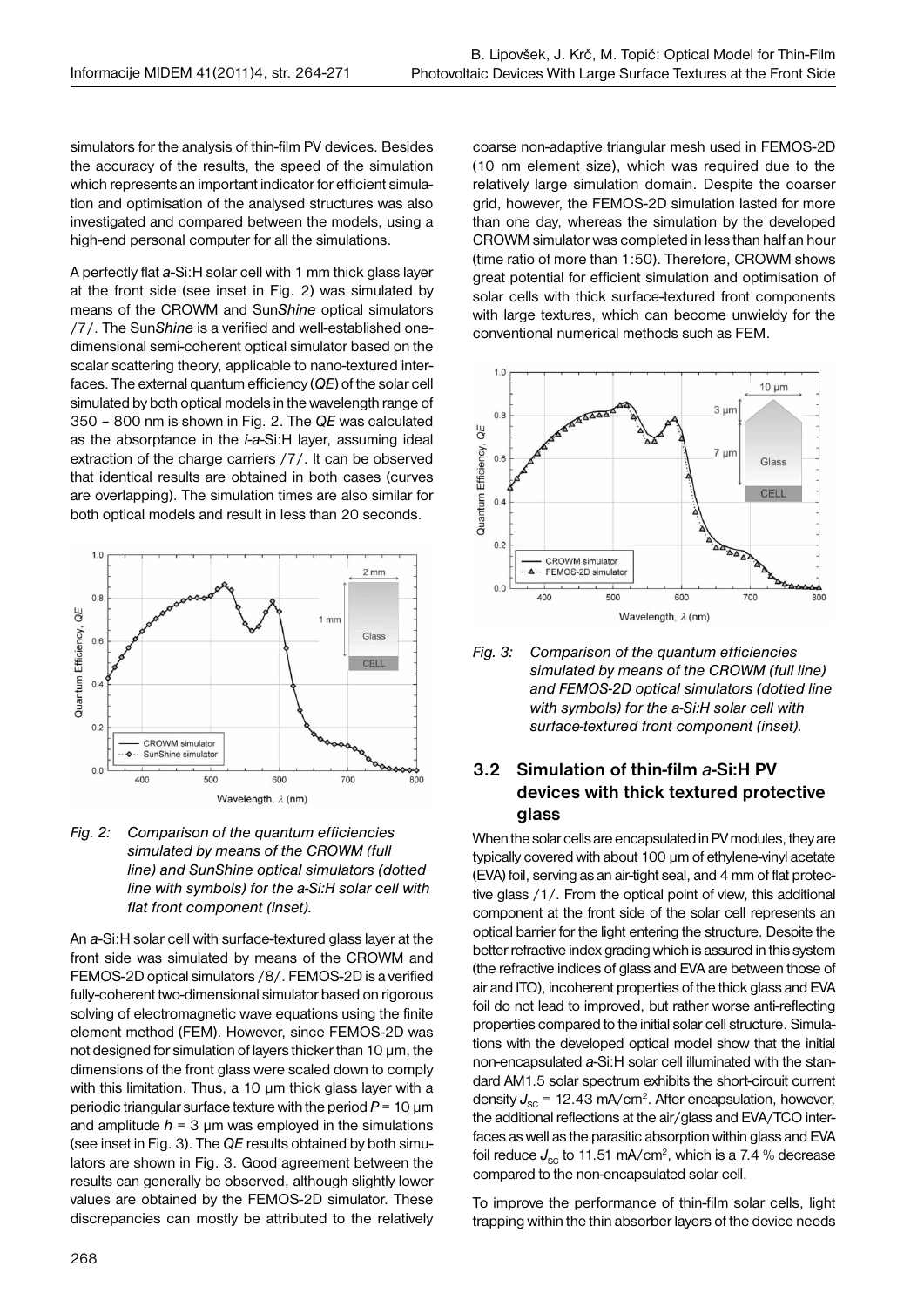simulators for the analysis of thin-film PV devices. Besides the accuracy of the results, the speed of the simulation which represents an important indicator for efficient simulation and optimisation of the analysed structures was also investigated and compared between the models, using a high-end personal computer for all the simulations.

A perfectly flat *a*-Si:H solar cell with 1 mm thick glass layer at the front side (see inset in Fig. 2) was simulated by means of the CROWM and Sun*Shine* optical simulators /7/. The Sun*Shine* is a verified and well-established one-dimensional semi-coherent optical simulator based on the scalar scattering theory, applicable to nano-textured interfaces. The external quantum efficiency (*QE*) of the solar cell simulated by both optical models in the wavelength range of 350 – 800 nm is shown in Fig. 2. The *QE* was calculated as the absorptance in the *i*-*a*-Si:H layer, assuming ideal extraction of the charge carriers /7/. It can be observed that identical results are obtained in both cases (curves are overlapping). The simulation times are also similar for both optical models and result in less than 20 seconds.

*Fig. 2: Comparison of the quantum efficiencies simulated by means of the CROWM (full line) and SunShine optical simulators (dotted line with symbols) for the a-Si:H solar cell with flat front component (inset).*

An *a*-Si:H solar cell with surface-textured glass layer at the front side was simulated by means of the CROWM and FEMOS-2D optical simulators /8/. FEMOS-2D is a verified fully-coherent two-dimensional simulator based on rigorous solving of electromagnetic wave equations using the finite element method (FEM). However, since FEMOS-2D was not designed for simulation of layers thicker than 10 µm, the dimensions of the front glass were scaled down to comply with this limitation. Thus, a 10 µm thick glass layer with a periodic triangular surface texture with the period $P$ = 10 µm and amplitude $h$ = 3 µm was employed in the simulations (see inset in Fig. 3). The *QE* results obtained by both simulators are shown in Fig. 3. Good agreement between the results can generally be observed, although slightly lower values are obtained by the FEMOS-2D simulator. These discrepancies can mostly be attributed to the relatively coarse non-adaptive triangular mesh used in FEMOS-2D (10 nm element size), which was required due to the relatively large simulation domain. Despite the coarser grid, however, the FEMOS-2D simulation lasted for more than one day, whereas the simulation by the developed CROWM simulator was completed in less than half an hour (time ratio of more than 1:50). Therefore, CROWM shows great potential for efficient simulation and optimisation of solar cells with thick surface-textured front components with large textures, which can become unwieldy for the conventional numerical methods such as FEM.

*Fig. 3: Comparison of the quantum efficiencies simulated by means of the CROWM (full line) and FEMOS-2D optical simulators (dotted line with symbols) for the a-Si:H solar cell with surface-textured front component (inset).*

### 3.2 Simulation of thin-film *a*-Si:H PV devices with thick textured protective glass

When the solar cells are encapsulated in PV modules, they are typically covered with about 100 µm of ethylene-vinyl acetate (EVA) foil, serving as an air-tight seal, and 4 mm of flat protective glass /1/. From the optical point of view, this additional component at the front side of the solar cell represents an optical barrier for the light entering the structure. Despite the better refractive index grading which is assured in this system (the refractive indices of glass and EVA are between those of air and ITO), incoherent properties of the thick glass and EVA foil do not lead to improved, but rather worse anti-reflecting properties compared to the initial solar cell structure. Simulations with the developed optical model show that the initial non-encapsulated *a*-Si:H solar cell illuminated with the standard AM1.5 solar spectrum exhibits the short-circuit current density $J_{SC}$ = 12.43 mA/cm$^2$. After encapsulation, however, the additional reflections at the air/glass and EVA/TCO interfaces as well as the parasitic absorption within glass and EVA foil reduce $J_{SC}$ to 11.51 mA/cm$^2$, which is a 7.4 % decrease compared to the non-encapsulated solar cell.

To improve the performance of thin-film solar cells, light trapping within the thin absorber layers of the device needs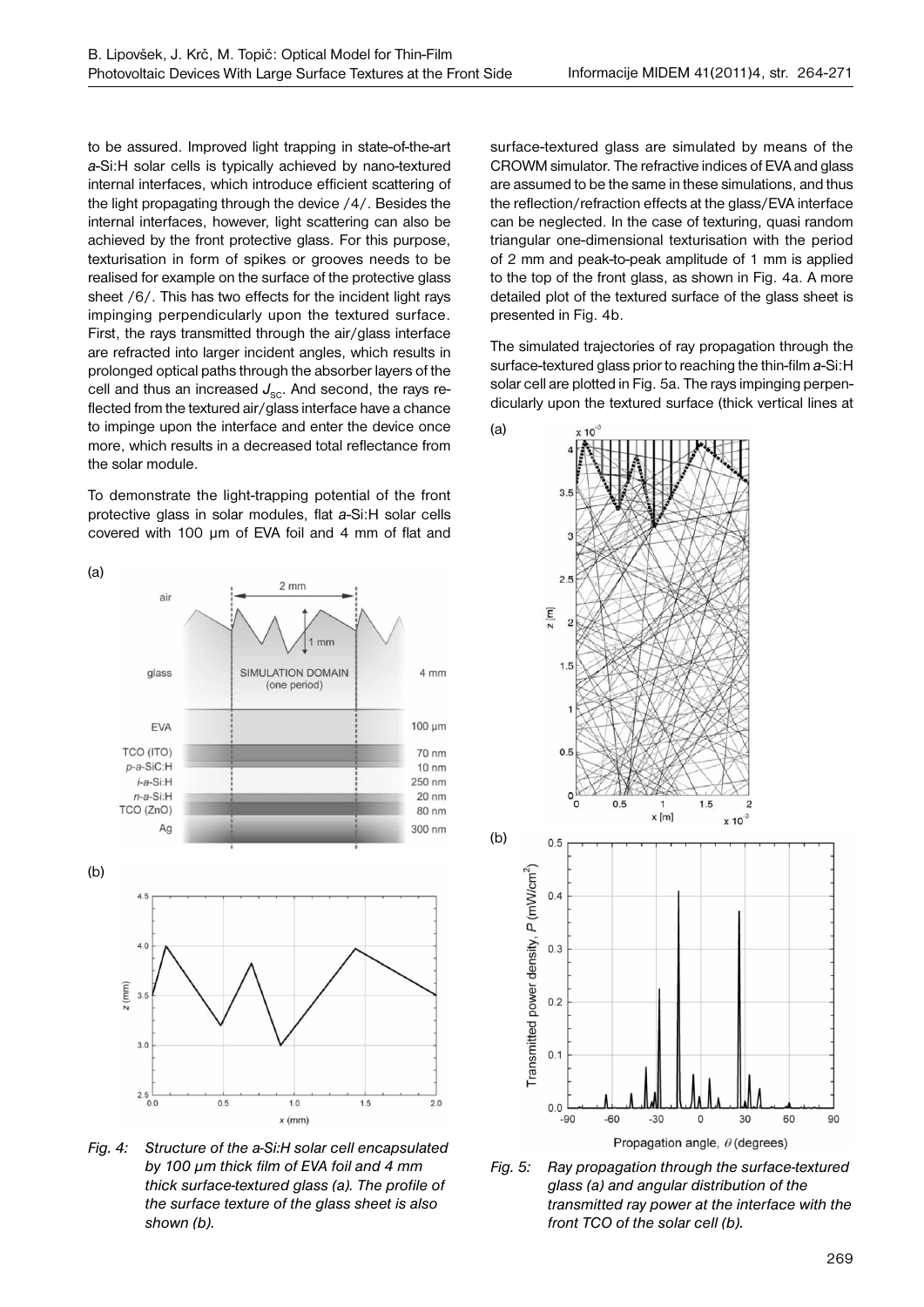to be assured. Improved light trapping in state-of-the-art *a*-Si:H solar cells is typically achieved by nano-textured internal interfaces, which introduce efficient scattering of the light propagating through the device /4/. Besides the internal interfaces, however, light scattering can also be achieved by the front protective glass. For this purpose, texturisation in form of spikes or grooves needs to be realised for example on the surface of the protective glass sheet /6/. This has two effects for the incident light rays impinging perpendicularly upon the textured surface. First, the rays transmitted through the air/glass interface are refracted into larger incident angles, which results in prolonged optical paths through the absorber layers of the cell and thus an increased $J_{SC}$. And second, the rays reflected from the textured air/glass interface have a chance to impinge upon the interface and enter the device once more, which results in a decreased total reflectance from the solar module.

To demonstrate the light-trapping potential of the front protective glass in solar modules, flat *a*-Si:H solar cells covered with 100 µm of EVA foil and 4 mm of flat and surface-textured glass are simulated by means of the CROWM simulator. The refractive indices of EVA and glass are assumed to be the same in these simulations, and thus the reflection/refraction effects at the glass/EVA interface can be neglected. In the case of texturing, quasi random triangular one-dimensional texturisation with the period of 2 mm and peak-to-peak amplitude of 1 mm is applied to the top of the front glass, as shown in Fig. 4a. A more detailed plot of the textured surface of the glass sheet is presented in Fig. 4b.

The simulated trajectories of ray propagation through the surface-textured glass prior to reaching the thin-film *a*-Si:H solar cell are plotted in Fig. 5a. The rays impinging perpendicularly upon the textured surface (thick vertical lines at

*Fig. 4: Structure of the a-Si:H solar cell encapsulated by 100 µm thick film of EVA foil and 4 mm thick surface-textured glass (a). The profile of the surface texture of the glass sheet is also shown (b).*

*Fig. 5: Ray propagation through the surface-textured glass (a) and angular distribution of the transmitted ray power at the interface with the front TCO of the solar cell (b).*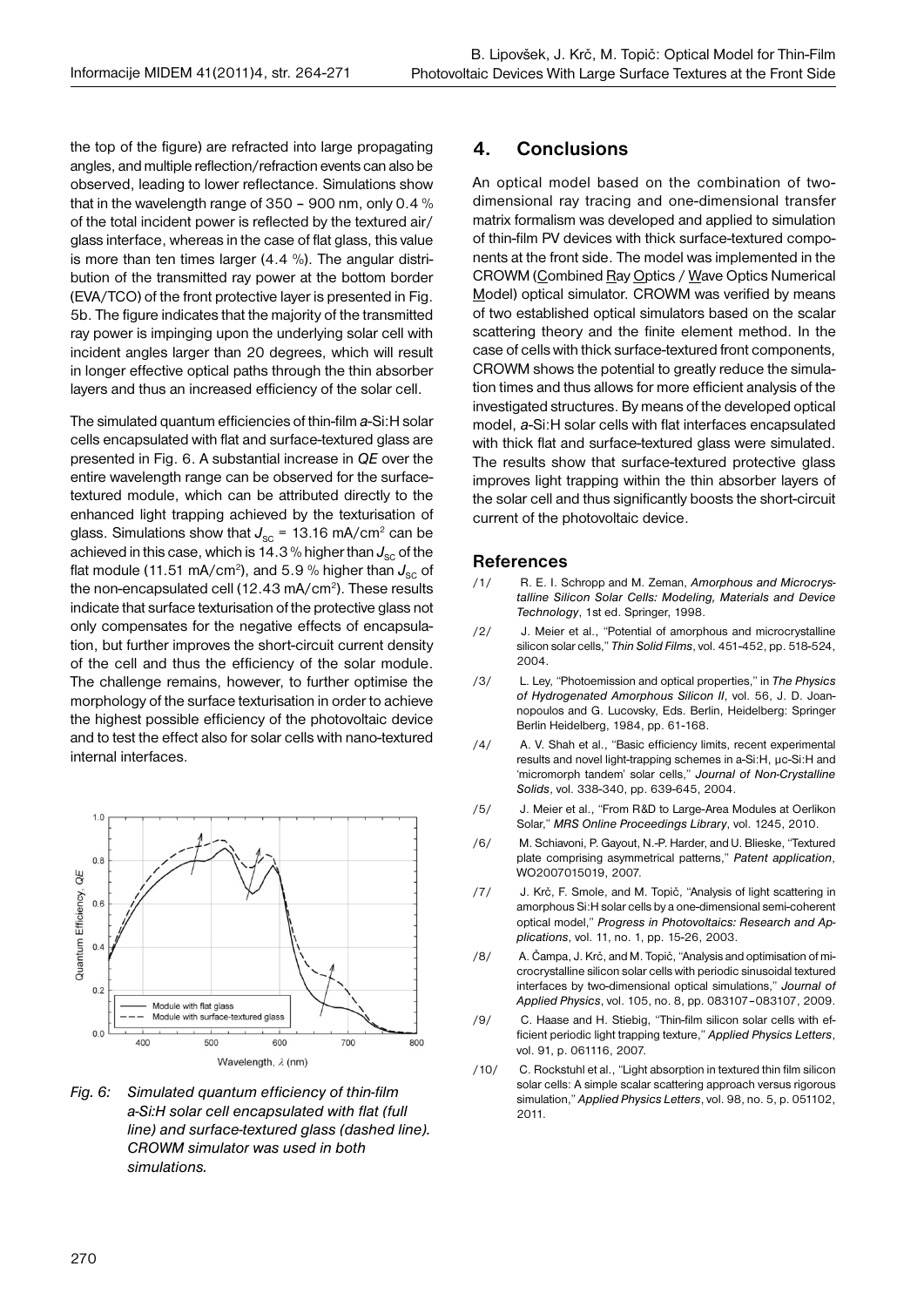the top of the figure) are refracted into large propagating angles, and multiple reflection/refraction events can also be observed, leading to lower reflectance. Simulations show that in the wavelength range of 350 – 900 nm, only 0.4 % of the total incident power is reflected by the textured air/glass interface, whereas in the case of flat glass, this value is more than ten times larger (4.4 %). The angular distribution of the transmitted ray power at the bottom border (EVA/TCO) of the front protective layer is presented in Fig. 5b. The figure indicates that the majority of the transmitted ray power is impinging upon the underlying solar cell with incident angles larger than 20 degrees, which will result in longer effective optical paths through the thin absorber layers and thus an increased efficiency of the solar cell.

The simulated quantum efficiencies of thin-film *a*-Si:H solar cells encapsulated with flat and surface-textured glass are presented in Fig. 6. A substantial increase in *QE* over the entire wavelength range can be observed for the surface-textured module, which can be attributed directly to the enhanced light trapping achieved by the texturisation of glass. Simulations show that $J_{SC}$ = 13.16 mA/cm$^2$ can be achieved in this case, which is 14.3 % higher than $J_{SC}$ of the flat module (11.51 mA/cm$^2$), and 5.9 % higher than $J_{SC}$ of the non-encapsulated cell (12.43 mA/cm$^2$). These results indicate that surface texturisation of the protective glass not only compensates for the negative effects of encapsulation, but further improves the short-circuit current density of the cell and thus the efficiency of the solar module. The challenge remains, however, to further optimise the morphology of the surface texturisation in order to achieve the highest possible efficiency of the photovoltaic device and to test the effect also for solar cells with nano-textured internal interfaces.

*Fig. 6: Simulated quantum efficiency of thin-film a-Si:H solar cell encapsulated with flat (full line) and surface-textured glass (dashed line). CROWM simulator was used in both simulations.*

## 4. Conclusions

An optical model based on the combination of two-dimensional ray tracing and one-dimensional transfer matrix formalism was developed and applied to simulation of thin-film PV devices with thick surface-textured components at the front side. The model was implemented in the CROWM (Combined Ray Optics / Wave Optics Numerical Model) optical simulator. CROWM was verified by means of two established optical simulators based on the scalar scattering theory and the finite element method. In the case of cells with thick surface-textured front components, CROWM shows the potential to greatly reduce the simulation times and thus allows for more efficient analysis of the investigated structures. By means of the developed optical model, *a*-Si:H solar cells with flat interfaces encapsulated with thick flat and surface-textured glass were simulated. The results show that surface-textured protective glass improves light trapping within the thin absorber layers of the solar cell and thus significantly boosts the short-circuit current of the photovoltaic device.

## References

/1/ R. E. I. Schropp and M. Zeman, *Amorphous and Microcrystalline Silicon Solar Cells: Modeling, Materials and Device Technology*, 1st ed. Springer, 1998.

/2/ J. Meier et al., "Potential of amorphous and microcrystalline silicon solar cells," *Thin Solid Films*, vol. 451-452, pp. 518-524, 2004.

/3/ L. Ley, "Photoemission and optical properties," in *The Physics of Hydrogenated Amorphous Silicon II*, vol. 56, J. D. Joannopoulos and G. Lucovsky, Eds. Berlin, Heidelberg: Springer Berlin Heidelberg, 1984, pp. 61-168.

/4/ A. V. Shah et al., "Basic efficiency limits, recent experimental results and novel light-trapping schemes in a-Si:H, μc-Si:H and 'micromorph tandem' solar cells," *Journal of Non-Crystalline Solids*, vol. 338-340, pp. 639-645, 2004.

/5/ J. Meier et al., "From R&D to Large-Area Modules at Oerlikon Solar," *MRS Online Proceedings Library*, vol. 1245, 2010.

/6/ M. Schiavoni, P. Gayout, N.-P. Harder, and U. Blieske, "Textured plate comprising asymmetrical patterns," *Patent application*, WO2007015019, 2007.

/7/ J. Krč, F. Smole, and M. Topič, "Analysis of light scattering in amorphous Si:H solar cells by a one-dimensional semi-coherent optical model," *Progress in Photovoltaics: Research and Applications*, vol. 11, no. 1, pp. 15-26, 2003.

/8/ A. Čampa, J. Krč, and M. Topič, "Analysis and optimisation of microcrystalline silicon solar cells with periodic sinusoidal textured interfaces by two-dimensional optical simulations," *Journal of Applied Physics*, vol. 105, no. 8, pp. 083107–083107, 2009.

/9/ C. Haase and H. Stiebig, "Thin-film silicon solar cells with efficient periodic light trapping texture," *Applied Physics Letters*, vol. 91, p. 061116, 2007.

/10/ C. Rockstuhl et al., "Light absorption in textured thin film silicon solar cells: A simple scalar scattering approach versus rigorous simulation," *Applied Physics Letters*, vol. 98, no. 5, p. 051102, 2011.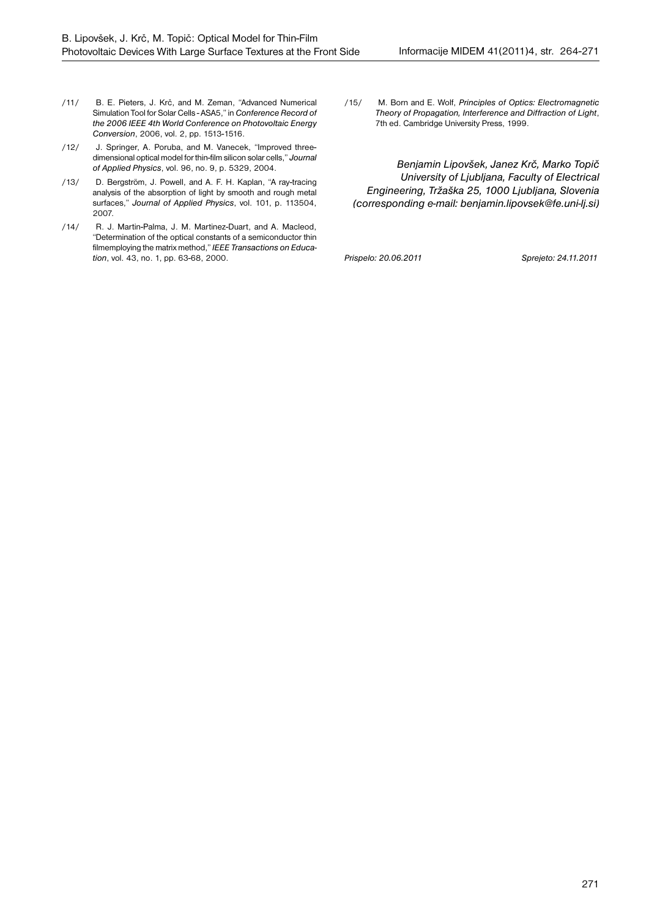/11/ B. E. Pieters, J. Krč, and M. Zeman, "Advanced Numerical Simulation Tool for Solar Cells - ASA5," in *Conference Record of the 2006 IEEE 4th World Conference on Photovoltaic Energy Conversion*, 2006, vol. 2, pp. 1513-1516.

/12/ J. Springer, A. Poruba, and M. Vanecek, "Improved three-dimensional optical model for thin-film silicon solar cells," *Journal of Applied Physics*, vol. 96, no. 9, p. 5329, 2004.

/13/ D. Bergström, J. Powell, and A. F. H. Kaplan, "A ray-tracing analysis of the absorption of light by smooth and rough metal surfaces," *Journal of Applied Physics*, vol. 101, p. 113504, 2007.

/14/ R. J. Martin-Palma, J. M. Martinez-Duart, and A. Macleod, "Determination of the optical constants of a semiconductor thin filmemploying the matrix method," *IEEE Transactions on Education*, vol. 43, no. 1, pp. 63-68, 2000.

/15/ M. Born and E. Wolf, *Principles of Optics: Electromagnetic Theory of Propagation, Interference and Diffraction of Light*, 7th ed. Cambridge University Press, 1999.

*Benjamin Lipovšek, Janez Krč, Marko Topič*
*University of Ljubljana, Faculty of Electrical Engineering, Tržaška 25, 1000 Ljubljana, Slovenia*
*(corresponding e-mail: benjamin.lipovsek@fe.uni-lj.si)*

*Prispelo: 20.06.2011* *Sprejeto: 24.11.2011*